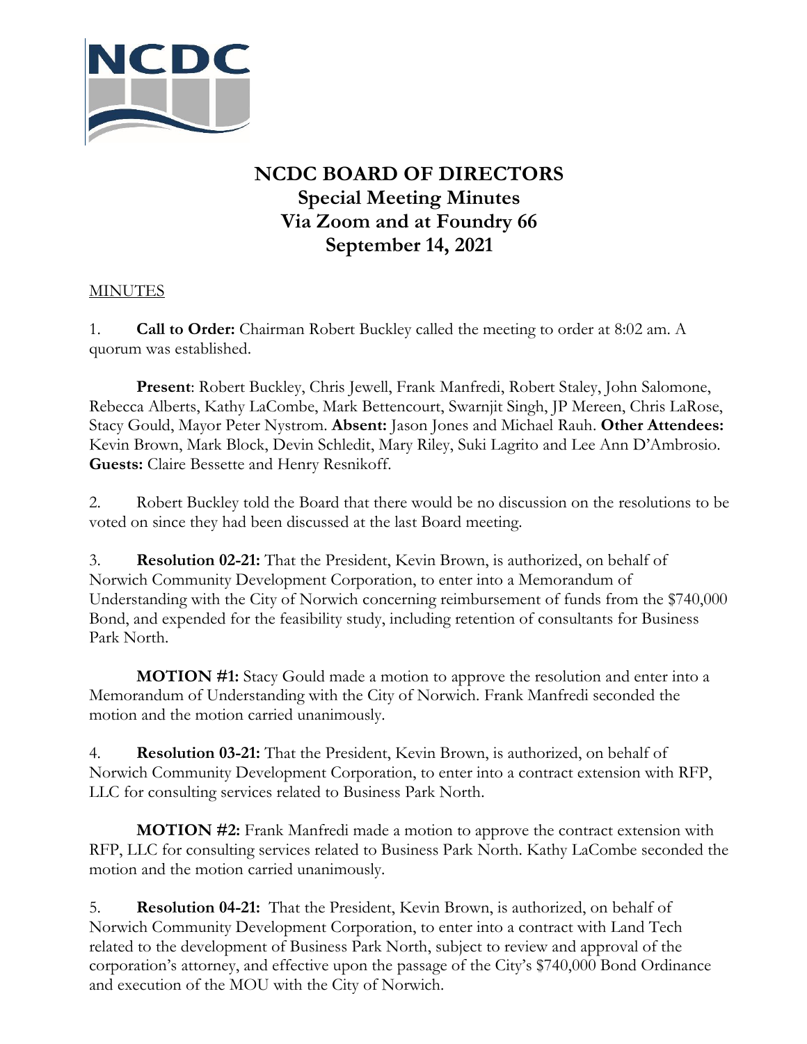# NCDC BOARD OF DIRECTORS
## Special Meeting Minutes
## Via Zoom and at Foundry 66
## September 14, 2021

MINUTES

1. **Call to Order:** Chairman Robert Buckley called the meeting to order at 8:02 am. A quorum was established.

**Present**: Robert Buckley, Chris Jewell, Frank Manfredi, Robert Staley, John Salomone, Rebecca Alberts, Kathy LaCombe, Mark Bettencourt, Swarnjit Singh, JP Mereen, Chris LaRose, Stacy Gould, Mayor Peter Nystrom. **Absent:** Jason Jones and Michael Rauh. **Other Attendees:** Kevin Brown, Mark Block, Devin Schledit, Mary Riley, Suki Lagrito and Lee Ann D'Ambrosio. **Guests:** Claire Bessette and Henry Resnikoff.

2. Robert Buckley told the Board that there would be no discussion on the resolutions to be voted on since they had been discussed at the last Board meeting.

3. **Resolution 02-21:** That the President, Kevin Brown, is authorized, on behalf of Norwich Community Development Corporation, to enter into a Memorandum of Understanding with the City of Norwich concerning reimbursement of funds from the $740,000 Bond, and expended for the feasibility study, including retention of consultants for Business Park North.

**MOTION #1:** Stacy Gould made a motion to approve the resolution and enter into a Memorandum of Understanding with the City of Norwich. Frank Manfredi seconded the motion and the motion carried unanimously.

4. **Resolution 03-21:** That the President, Kevin Brown, is authorized, on behalf of Norwich Community Development Corporation, to enter into a contract extension with RFP, LLC for consulting services related to Business Park North.

**MOTION #2:** Frank Manfredi made a motion to approve the contract extension with RFP, LLC for consulting services related to Business Park North. Kathy LaCombe seconded the motion and the motion carried unanimously.

5. **Resolution 04-21:** That the President, Kevin Brown, is authorized, on behalf of Norwich Community Development Corporation, to enter into a contract with Land Tech related to the development of Business Park North, subject to review and approval of the corporation's attorney, and effective upon the passage of the City's $740,000 Bond Ordinance and execution of the MOU with the City of Norwich.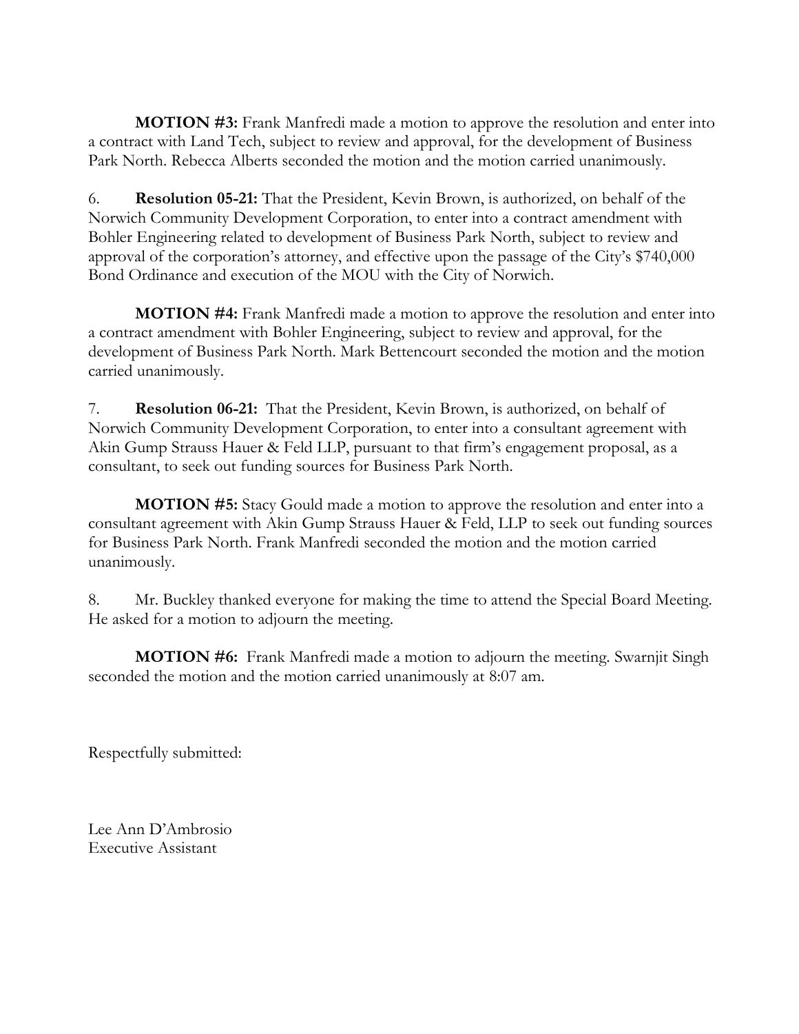**MOTION #3:** Frank Manfredi made a motion to approve the resolution and enter into a contract with Land Tech, subject to review and approval, for the development of Business Park North. Rebecca Alberts seconded the motion and the motion carried unanimously.

6. **Resolution 05-21:** That the President, Kevin Brown, is authorized, on behalf of the Norwich Community Development Corporation, to enter into a contract amendment with Bohler Engineering related to development of Business Park North, subject to review and approval of the corporation's attorney, and effective upon the passage of the City's $740,000 Bond Ordinance and execution of the MOU with the City of Norwich.

**MOTION #4:** Frank Manfredi made a motion to approve the resolution and enter into a contract amendment with Bohler Engineering, subject to review and approval, for the development of Business Park North. Mark Bettencourt seconded the motion and the motion carried unanimously.

7. **Resolution 06-21:** That the President, Kevin Brown, is authorized, on behalf of Norwich Community Development Corporation, to enter into a consultant agreement with Akin Gump Strauss Hauer & Feld LLP, pursuant to that firm's engagement proposal, as a consultant, to seek out funding sources for Business Park North.

**MOTION #5:** Stacy Gould made a motion to approve the resolution and enter into a consultant agreement with Akin Gump Strauss Hauer & Feld, LLP to seek out funding sources for Business Park North. Frank Manfredi seconded the motion and the motion carried unanimously.

8. Mr. Buckley thanked everyone for making the time to attend the Special Board Meeting. He asked for a motion to adjourn the meeting.

**MOTION #6:** Frank Manfredi made a motion to adjourn the meeting. Swarnjit Singh seconded the motion and the motion carried unanimously at 8:07 am.

Respectfully submitted:

Lee Ann D'Ambrosio
Executive Assistant